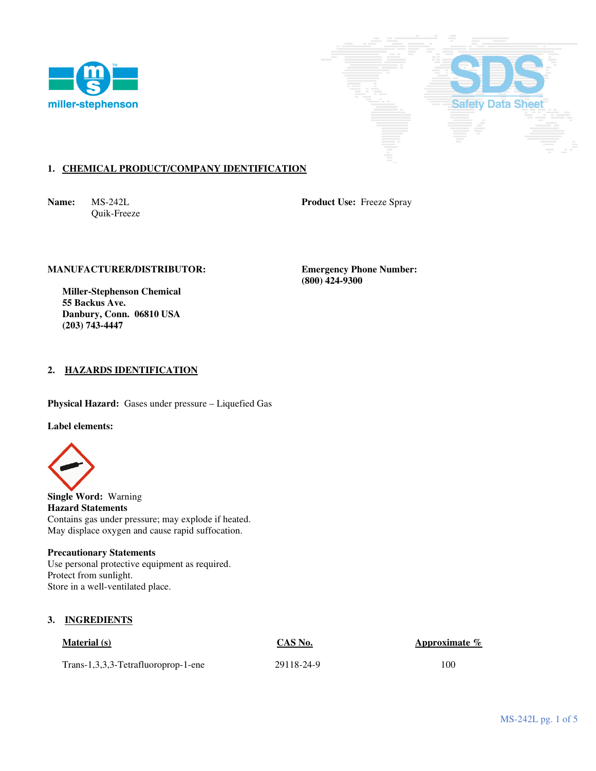miller-stephenson

SDS Safety Data Sheet

## 1. CHEMICAL PRODUCT/COMPANY IDENTIFICATION

**Name:** MS-242L
Quik-Freeze

**Product Use:** Freeze Spray

**MANUFACTURER/DISTRIBUTOR:**

**Miller-Stephenson Chemical**
**55 Backus Ave.**
**Danbury, Conn. 06810 USA**
**(203) 743-4447**

**Emergency Phone Number:**
**(800) 424-9300**

## 2. HAZARDS IDENTIFICATION

**Physical Hazard:** Gases under pressure – Liquefied Gas

**Label elements:**

**Single Word:** Warning

**Hazard Statements**

Contains gas under pressure; may explode if heated.
May displace oxygen and cause rapid suffocation.

**Precautionary Statements**

Use personal protective equipment as required.
Protect from sunlight.
Store in a well-ventilated place.

## 3. INGREDIENTS

| Material (s) | CAS No. | Approximate % |
| --- | --- | --- |
| Trans-1,3,3,3-Tetrafluoroprop-1-ene | 29118-24-9 | 100 |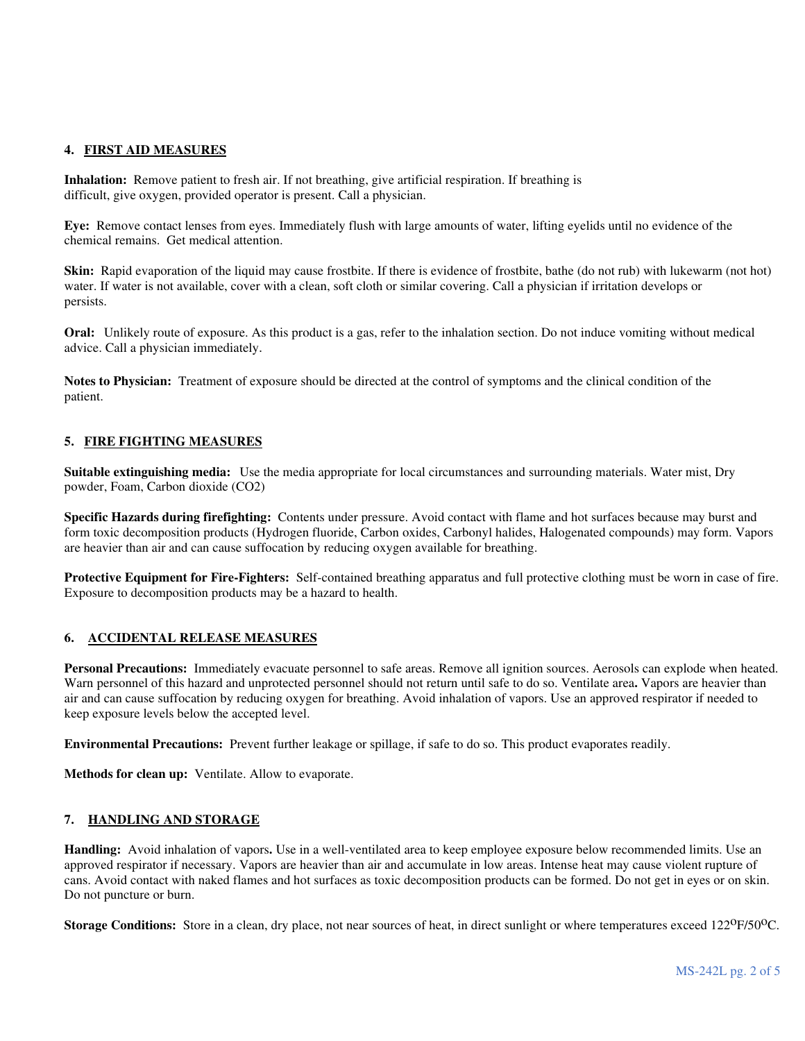## 4. FIRST AID MEASURES

**Inhalation:** Remove patient to fresh air. If not breathing, give artificial respiration. If breathing is difficult, give oxygen, provided operator is present. Call a physician.

**Eye:** Remove contact lenses from eyes. Immediately flush with large amounts of water, lifting eyelids until no evidence of the chemical remains. Get medical attention.

**Skin:** Rapid evaporation of the liquid may cause frostbite. If there is evidence of frostbite, bathe (do not rub) with lukewarm (not hot) water. If water is not available, cover with a clean, soft cloth or similar covering. Call a physician if irritation develops or persists.

**Oral:** Unlikely route of exposure. As this product is a gas, refer to the inhalation section. Do not induce vomiting without medical advice. Call a physician immediately.

**Notes to Physician:** Treatment of exposure should be directed at the control of symptoms and the clinical condition of the patient.

## 5. FIRE FIGHTING MEASURES

**Suitable extinguishing media:** Use the media appropriate for local circumstances and surrounding materials. Water mist, Dry powder, Foam, Carbon dioxide ($CO_2$)

**Specific Hazards during firefighting:** Contents under pressure. Avoid contact with flame and hot surfaces because may burst and form toxic decomposition products (Hydrogen fluoride, Carbon oxides, Carbonyl halides, Halogenated compounds) may form. Vapors are heavier than air and can cause suffocation by reducing oxygen available for breathing.

**Protective Equipment for Fire-Fighters:** Self-contained breathing apparatus and full protective clothing must be worn in case of fire. Exposure to decomposition products may be a hazard to health.

## 6. ACCIDENTAL RELEASE MEASURES

**Personal Precautions:** Immediately evacuate personnel to safe areas. Remove all ignition sources. Aerosols can explode when heated. Warn personnel of this hazard and unprotected personnel should not return until safe to do so. Ventilate area**.** Vapors are heavier than air and can cause suffocation by reducing oxygen for breathing. Avoid inhalation of vapors. Use an approved respirator if needed to keep exposure levels below the accepted level.

**Environmental Precautions:** Prevent further leakage or spillage, if safe to do so. This product evaporates readily.

**Methods for clean up:** Ventilate. Allow to evaporate.

## 7. HANDLING AND STORAGE

**Handling:** Avoid inhalation of vapors**.** Use in a well-ventilated area to keep employee exposure below recommended limits. Use an approved respirator if necessary. Vapors are heavier than air and accumulate in low areas. Intense heat may cause violent rupture of cans. Avoid contact with naked flames and hot surfaces as toxic decomposition products can be formed. Do not get in eyes or on skin. Do not puncture or burn.

**Storage Conditions:** Store in a clean, dry place, not near sources of heat, in direct sunlight or where temperatures exceed 122°F/50°C.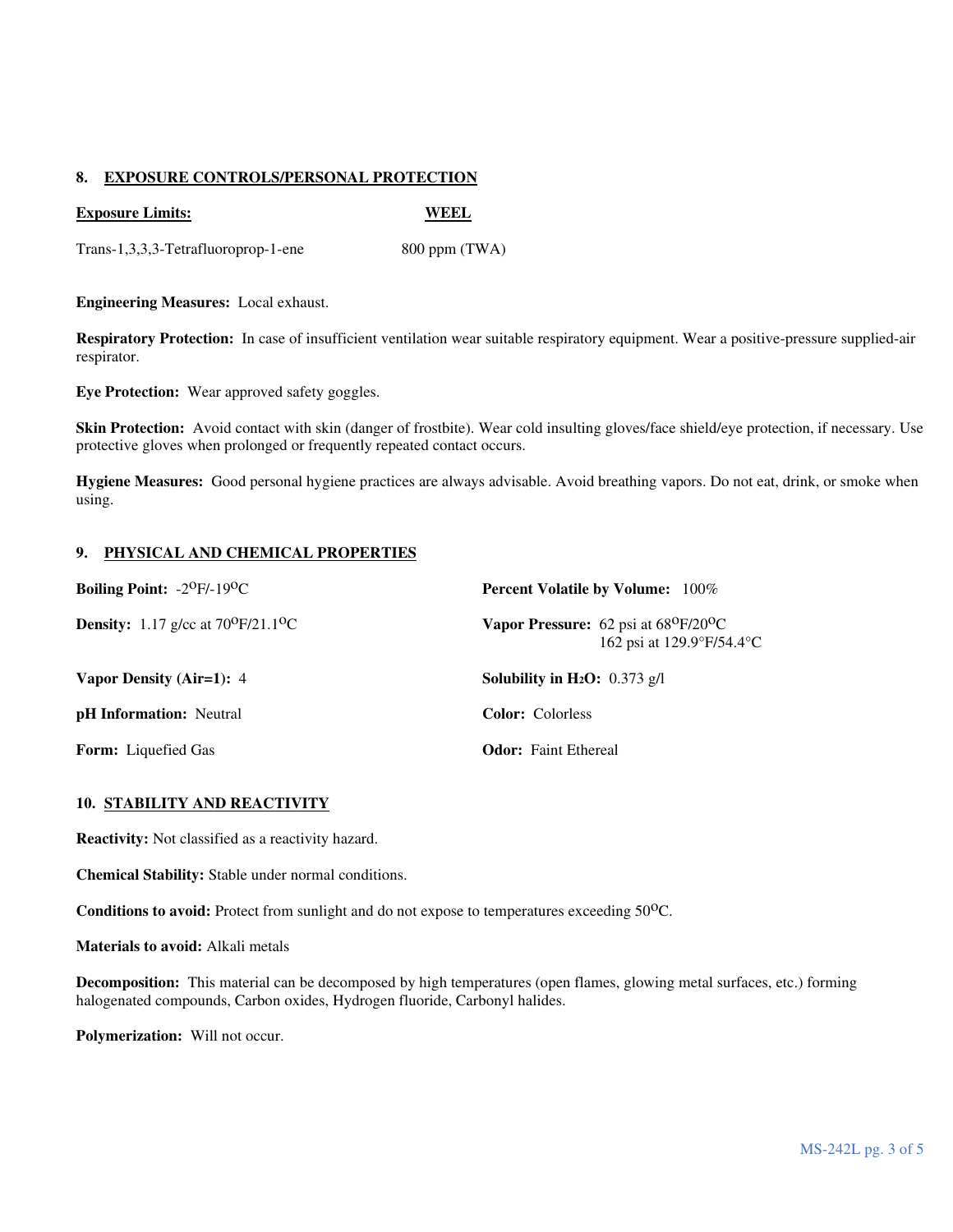## 8. EXPOSURE CONTROLS/PERSONAL PROTECTION

| **Exposure Limits:** | **WEEL** |
|---|---|
| Trans-1,3,3,3-Tetrafluoroprop-1-ene | 800 ppm (TWA) |

**Engineering Measures:** Local exhaust.

**Respiratory Protection:** In case of insufficient ventilation wear suitable respiratory equipment. Wear a positive-pressure supplied-air respirator.

**Eye Protection:** Wear approved safety goggles.

**Skin Protection:** Avoid contact with skin (danger of frostbite). Wear cold insulting gloves/face shield/eye protection, if necessary. Use protective gloves when prolonged or frequently repeated contact occurs.

**Hygiene Measures:** Good personal hygiene practices are always advisable. Avoid breathing vapors. Do not eat, drink, or smoke when using.

## 9. PHYSICAL AND CHEMICAL PROPERTIES

**Boiling Point:** -2$^{O}$F/-19$^{O}$C

**Density:** 1.17 g/cc at 70$^{O}$F/21.1$^{O}$C

**Vapor Density (Air=1):** 4

**pH Information:** Neutral

**Form:** Liquefied Gas

**Percent Volatile by Volume:** 100%

**Vapor Pressure:** 62 psi at 68$^{O}$F/20$^{O}$C
162 psi at 129.9°F/54.4°C

**Solubility in $H_2O$:** 0.373 g/l

**Color:** Colorless

**Odor:** Faint Ethereal

## 10. STABILITY AND REACTIVITY

**Reactivity:** Not classified as a reactivity hazard.

**Chemical Stability:** Stable under normal conditions.

**Conditions to avoid:** Protect from sunlight and do not expose to temperatures exceeding 50$^{O}$C.

**Materials to avoid:** Alkali metals

**Decomposition:** This material can be decomposed by high temperatures (open flames, glowing metal surfaces, etc.) forming halogenated compounds, Carbon oxides, Hydrogen fluoride, Carbonyl halides.

**Polymerization:** Will not occur.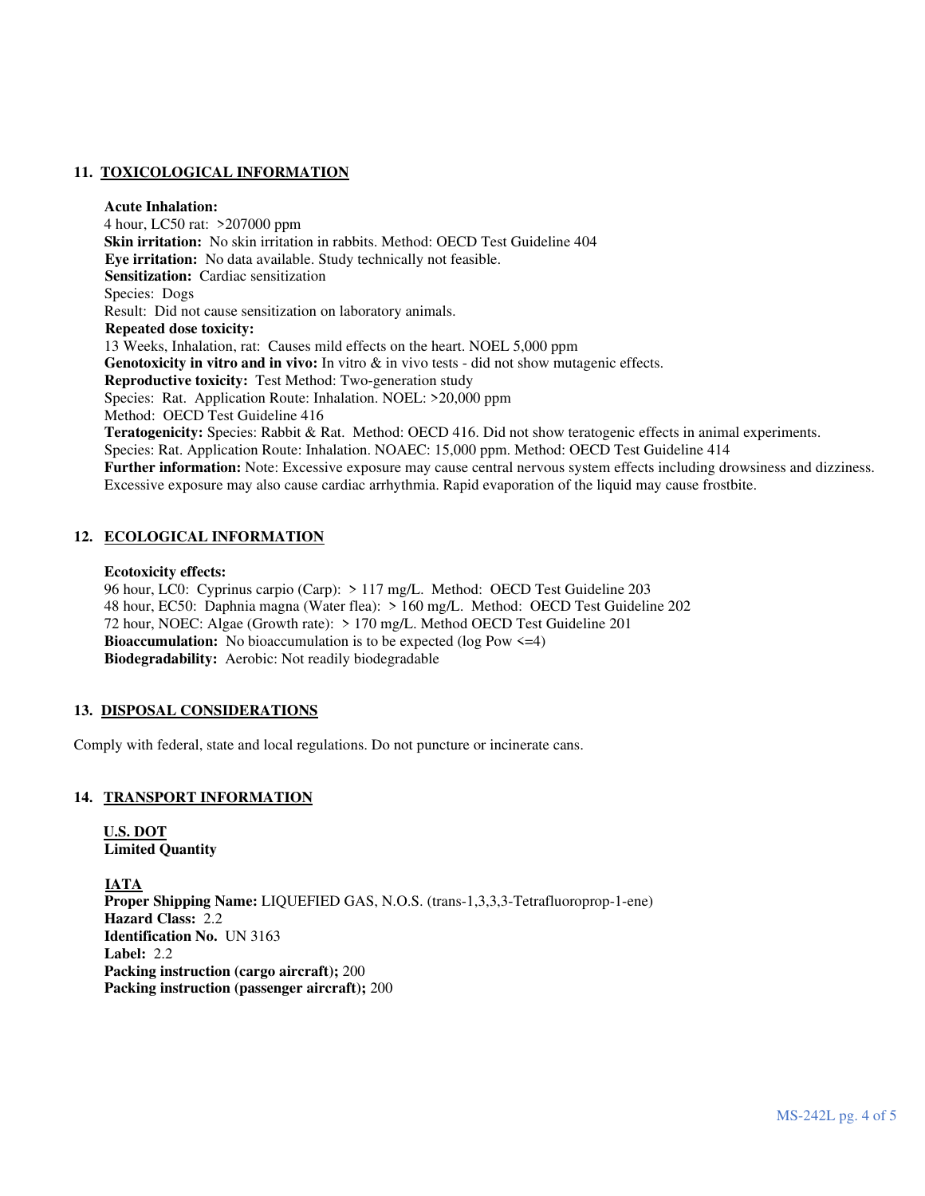## 11. TOXICOLOGICAL INFORMATION

**Acute Inhalation:**
4 hour, LC50 rat: >207000 ppm
**Skin irritation:** No skin irritation in rabbits. Method: OECD Test Guideline 404
**Eye irritation:** No data available. Study technically not feasible.
**Sensitization:** Cardiac sensitization
Species: Dogs
Result: Did not cause sensitization on laboratory animals.
**Repeated dose toxicity:**
13 Weeks, Inhalation, rat: Causes mild effects on the heart. NOEL 5,000 ppm
**Genotoxicity in vitro and in vivo:** In vitro & in vivo tests - did not show mutagenic effects.
**Reproductive toxicity:** Test Method: Two-generation study
Species: Rat. Application Route: Inhalation. NOEL: >20,000 ppm
Method: OECD Test Guideline 416
**Teratogenicity:** Species: Rabbit & Rat. Method: OECD 416. Did not show teratogenic effects in animal experiments.
Species: Rat. Application Route: Inhalation. NOAEC: 15,000 ppm. Method: OECD Test Guideline 414
**Further information:** Note: Excessive exposure may cause central nervous system effects including drowsiness and dizziness. Excessive exposure may also cause cardiac arrhythmia. Rapid evaporation of the liquid may cause frostbite.

## 12. ECOLOGICAL INFORMATION

**Ecotoxicity effects:**
96 hour, LC0: Cyprinus carpio (Carp): > 117 mg/L. Method: OECD Test Guideline 203
48 hour, EC50: Daphnia magna (Water flea): > 160 mg/L. Method: OECD Test Guideline 202
72 hour, NOEC: Algae (Growth rate): > 170 mg/L. Method OECD Test Guideline 201
**Bioaccumulation:** No bioaccumulation is to be expected (log Pow <=4)
**Biodegradability:** Aerobic: Not readily biodegradable

## 13. DISPOSAL CONSIDERATIONS

Comply with federal, state and local regulations. Do not puncture or incinerate cans.

## 14. TRANSPORT INFORMATION

**U.S. DOT**
**Limited Quantity**

**IATA**
**Proper Shipping Name:** LIQUEFIED GAS, N.O.S. (trans-1,3,3,3-Tetrafluoroprop-1-ene)
**Hazard Class:** 2.2
**Identification No.** UN 3163
**Label:** 2.2
**Packing instruction (cargo aircraft);** 200
**Packing instruction (passenger aircraft);** 200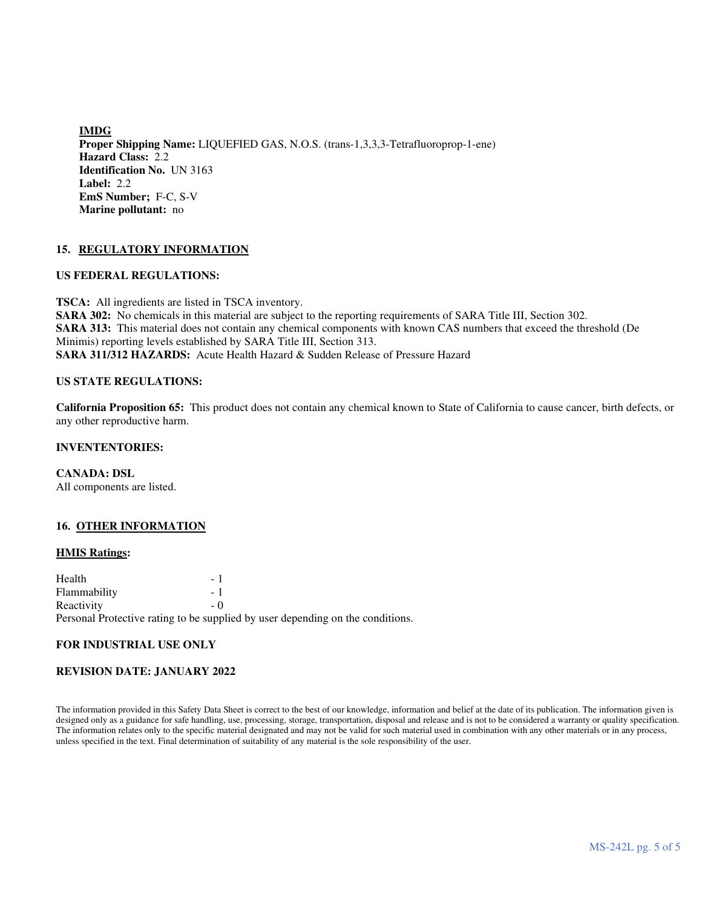**IMDG**

**Proper Shipping Name:** LIQUEFIED GAS, N.O.S. (trans-1,3,3,3-Tetrafluoroprop-1-ene)
**Hazard Class:** 2.2
**Identification No.** UN 3163
**Label:** 2.2
**EmS Number;** F-C, S-V
**Marine pollutant:** no

## 15. REGULATORY INFORMATION

### US FEDERAL REGULATIONS:

**TSCA:** All ingredients are listed in TSCA inventory.
**SARA 302:** No chemicals in this material are subject to the reporting requirements of SARA Title III, Section 302.
**SARA 313:** This material does not contain any chemical components with known CAS numbers that exceed the threshold (De Minimis) reporting levels established by SARA Title III, Section 313.
**SARA 311/312 HAZARDS:** Acute Health Hazard & Sudden Release of Pressure Hazard

### US STATE REGULATIONS:

**California Proposition 65:** This product does not contain any chemical known to State of California to cause cancer, birth defects, or any other reproductive harm.

### INVENTENTORIES:

**CANADA: DSL**
All components are listed.

## 16. OTHER INFORMATION

**HMIS Ratings:**

| | |
|---|---|
| Health | - 1 |
| Flammability | - 1 |
| Reactivity | - 0 |

Personal Protective rating to be supplied by user depending on the conditions.

**FOR INDUSTRIAL USE ONLY**

**REVISION DATE: JANUARY 2022**

The information provided in this Safety Data Sheet is correct to the best of our knowledge, information and belief at the date of its publication. The information given is designed only as a guidance for safe handling, use, processing, storage, transportation, disposal and release and is not to be considered a warranty or quality specification. The information relates only to the specific material designated and may not be valid for such material used in combination with any other materials or in any process, unless specified in the text. Final determination of suitability of any material is the sole responsibility of the user.